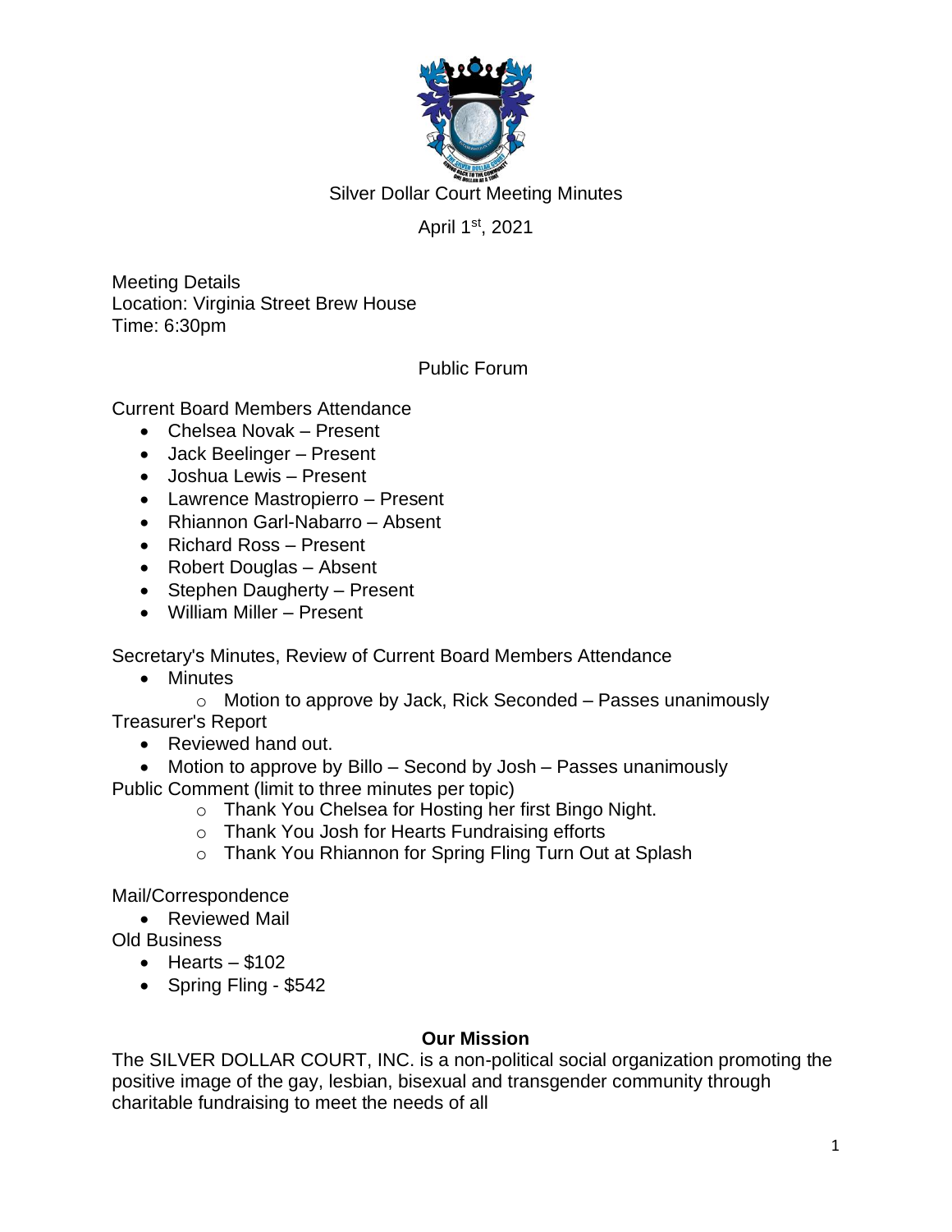# Silver Dollar Court Meeting Minutes

April 1st, 2021

Meeting Details
Location: Virginia Street Brew House
Time: 6:30pm

## Public Forum

Current Board Members Attendance

- Chelsea Novak – Present
- Jack Beelinger – Present
- Joshua Lewis – Present
- Lawrence Mastropierro – Present
- Rhiannon Garl-Nabarro – Absent
- Richard Ross – Present
- Robert Douglas – Absent
- Stephen Daugherty – Present
- William Miller – Present

Secretary's Minutes, Review of Current Board Members Attendance

- Minutes
    - Motion to approve by Jack, Rick Seconded – Passes unanimously

Treasurer's Report

- Reviewed hand out.
- Motion to approve by Billo – Second by Josh – Passes unanimously

Public Comment (limit to three minutes per topic)

- Thank You Chelsea for Hosting her first Bingo Night.
- Thank You Josh for Hearts Fundraising efforts
- Thank You Rhiannon for Spring Fling Turn Out at Splash

Mail/Correspondence

- Reviewed Mail

Old Business

- Hearts – $102
- Spring Fling - $542

**Our Mission**

The SILVER DOLLAR COURT, INC. is a non-political social organization promoting the positive image of the gay, lesbian, bisexual and transgender community through charitable fundraising to meet the needs of all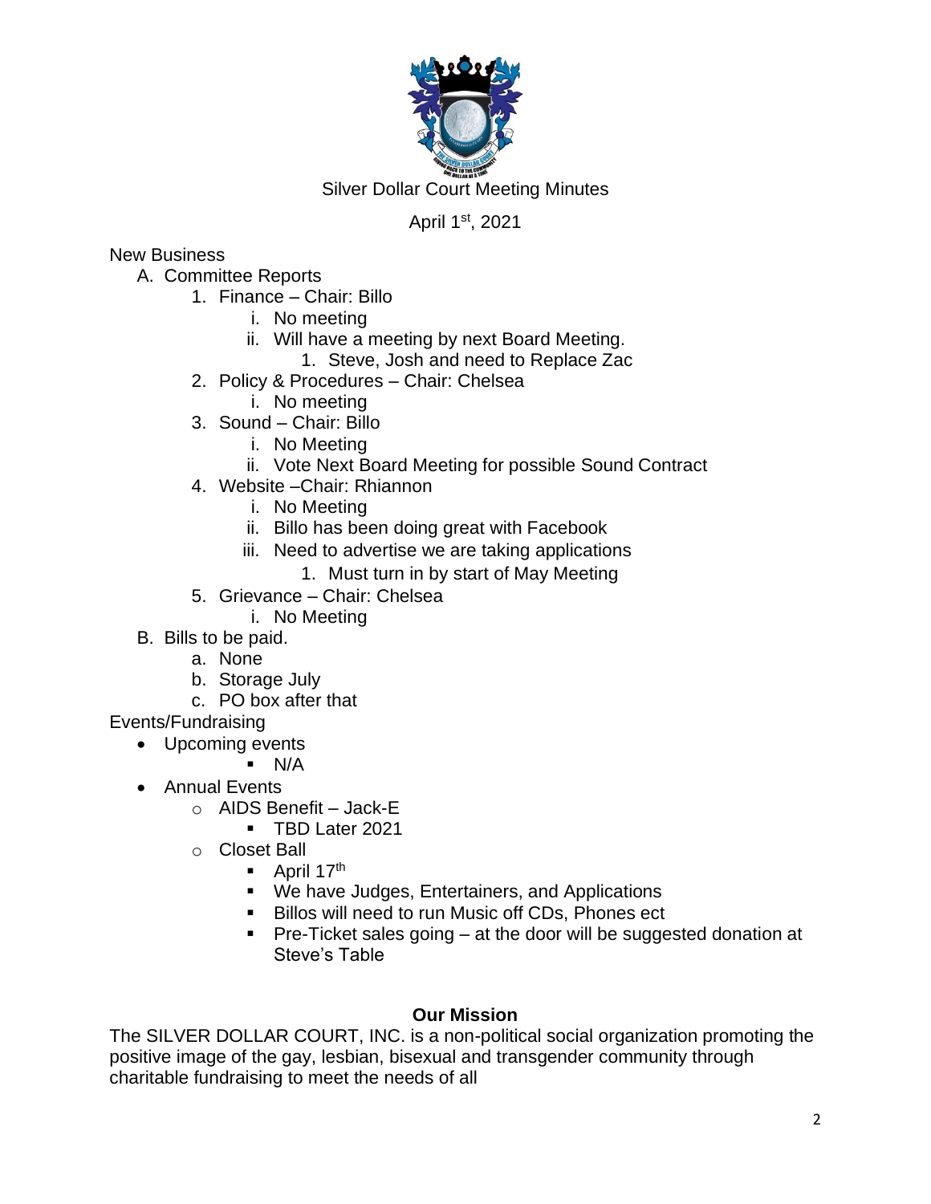Silver Dollar Court Meeting Minutes

April 1st, 2021

New Business

A. Committee Reports
    1. Finance – Chair: Billo
        i. No meeting
        ii. Will have a meeting by next Board Meeting.
            1. Steve, Josh and need to Replace Zac
    2. Policy & Procedures – Chair: Chelsea
        i. No meeting
    3. Sound – Chair: Billo
        i. No Meeting
        ii. Vote Next Board Meeting for possible Sound Contract
    4. Website –Chair: Rhiannon
        i. No Meeting
        ii. Billo has been doing great with Facebook
        iii. Need to advertise we are taking applications
            1. Must turn in by start of May Meeting
    5. Grievance – Chair: Chelsea
        i. No Meeting
B. Bills to be paid.
    a. None
    b. Storage July
    c. PO box after that

Events/Fundraising

- Upcoming events
    - N/A
- Annual Events
    - AIDS Benefit – Jack-E
        - TBD Later 2021
    - Closet Ball
        - April 17th
        - We have Judges, Entertainers, and Applications
        - Billos will need to run Music off CDs, Phones ect
        - Pre-Ticket sales going – at the door will be suggested donation at Steve's Table

**Our Mission**

The SILVER DOLLAR COURT, INC. is a non-political social organization promoting the positive image of the gay, lesbian, bisexual and transgender community through charitable fundraising to meet the needs of all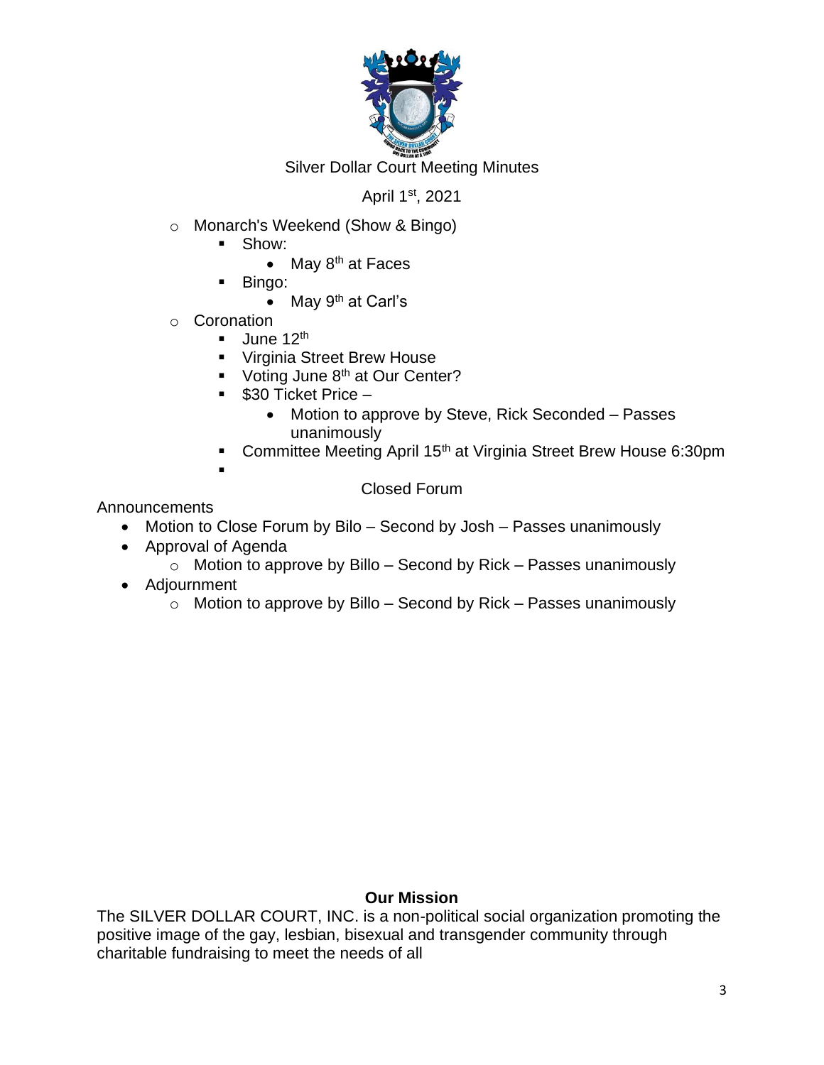Silver Dollar Court Meeting Minutes

April 1st, 2021

- Monarch's Weekend (Show & Bingo)
  - Show:
    - May 8th at Faces
  - Bingo:
    - May 9th at Carl's
- Coronation
  - June 12th
  - Virginia Street Brew House
  - Voting June 8th at Our Center?
  - $30 Ticket Price –
    - Motion to approve by Steve, Rick Seconded – Passes unanimously
  - Committee Meeting April 15th at Virginia Street Brew House 6:30pm
  -

Closed Forum

Announcements

- Motion to Close Forum by Bilo – Second by Josh – Passes unanimously
- Approval of Agenda
  - Motion to approve by Billo – Second by Rick – Passes unanimously
- Adjournment
  - Motion to approve by Billo – Second by Rick – Passes unanimously

**Our Mission**

The SILVER DOLLAR COURT, INC. is a non-political social organization promoting the positive image of the gay, lesbian, bisexual and transgender community through charitable fundraising to meet the needs of all